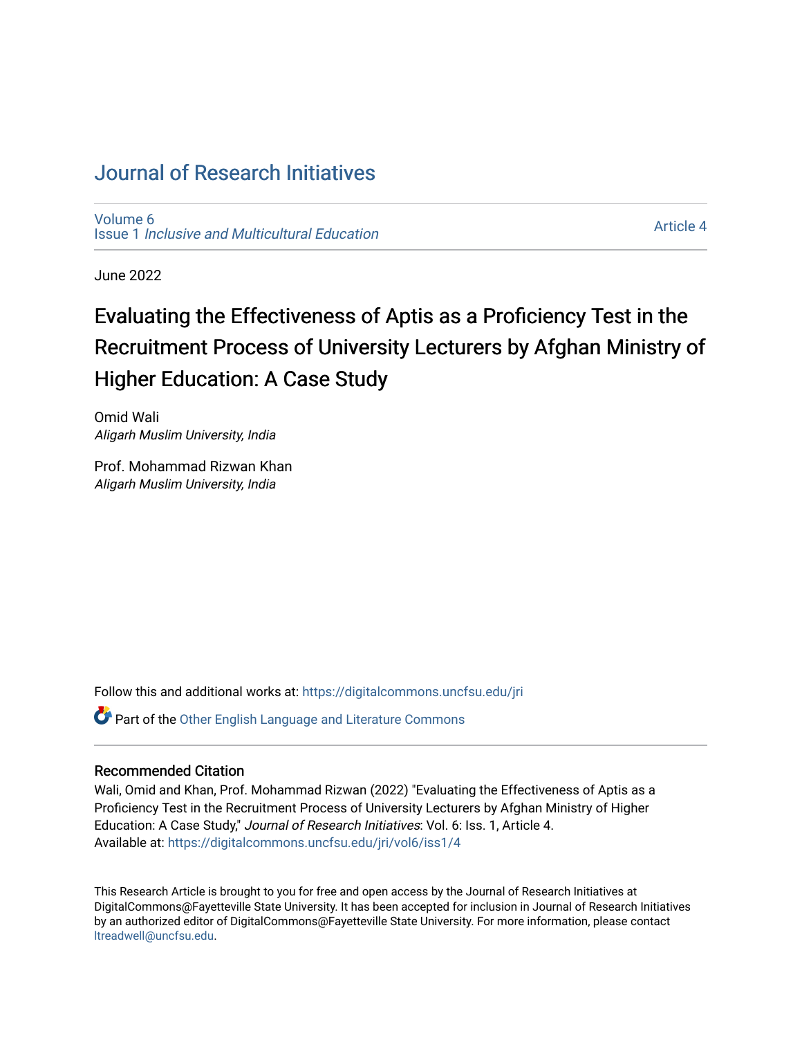# Journal of Research Initiatives

Volume 6
Issue 1 *Inclusive and Multicultural Education*

Article 4

June 2022

## Evaluating the Effectiveness of Aptis as a Proficiency Test in the Recruitment Process of University Lecturers by Afghan Ministry of Higher Education: A Case Study

Omid Wali
*Aligarh Muslim University, India*

Prof. Mohammad Rizwan Khan
*Aligarh Muslim University, India*

Follow this and additional works at: https://digitalcommons.uncfsu.edu/jri

Part of the Other English Language and Literature Commons

### Recommended Citation

Wali, Omid and Khan, Prof. Mohammad Rizwan (2022) "Evaluating the Effectiveness of Aptis as a Proficiency Test in the Recruitment Process of University Lecturers by Afghan Ministry of Higher Education: A Case Study," *Journal of Research Initiatives*: Vol. 6: Iss. 1, Article 4.
Available at: https://digitalcommons.uncfsu.edu/jri/vol6/iss1/4

This Research Article is brought to you for free and open access by the Journal of Research Initiatives at DigitalCommons@Fayetteville State University. It has been accepted for inclusion in Journal of Research Initiatives by an authorized editor of DigitalCommons@Fayetteville State University. For more information, please contact ltreadwell@uncfsu.edu.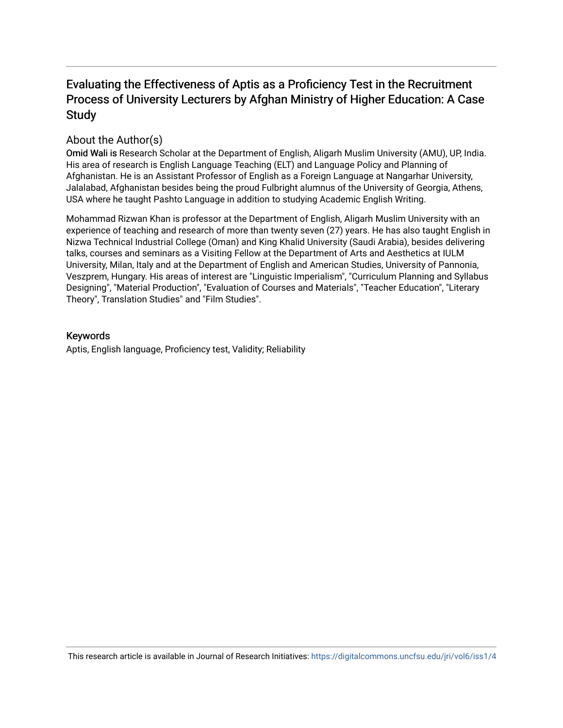# Evaluating the Effectiveness of Aptis as a Proficiency Test in the Recruitment Process of University Lecturers by Afghan Ministry of Higher Education: A Case Study

## About the Author(s)

**Omid Wali is** Research Scholar at the Department of English, Aligarh Muslim University (AMU), UP, India. His area of research is English Language Teaching (ELT) and Language Policy and Planning of Afghanistan. He is an Assistant Professor of English as a Foreign Language at Nangarhar University, Jalalabad, Afghanistan besides being the proud Fulbright alumnus of the University of Georgia, Athens, USA where he taught Pashto Language in addition to studying Academic English Writing.

Mohammad Rizwan Khan is professor at the Department of English, Aligarh Muslim University with an experience of teaching and research of more than twenty seven (27) years. He has also taught English in Nizwa Technical Industrial College (Oman) and King Khalid University (Saudi Arabia), besides delivering talks, courses and seminars as a Visiting Fellow at the Department of Arts and Aesthetics at IULM University, Milan, Italy and at the Department of English and American Studies, University of Pannonia, Veszprem, Hungary. His areas of interest are "Linguistic Imperialism", "Curriculum Planning and Syllabus Designing", "Material Production", "Evaluation of Courses and Materials", "Teacher Education", "Literary Theory", Translation Studies" and "Film Studies".

## Keywords

Aptis, English language, Proficiency test, Validity; Reliability

This research article is available in Journal of Research Initiatives: https://digitalcommons.uncfsu.edu/jri/vol6/iss1/4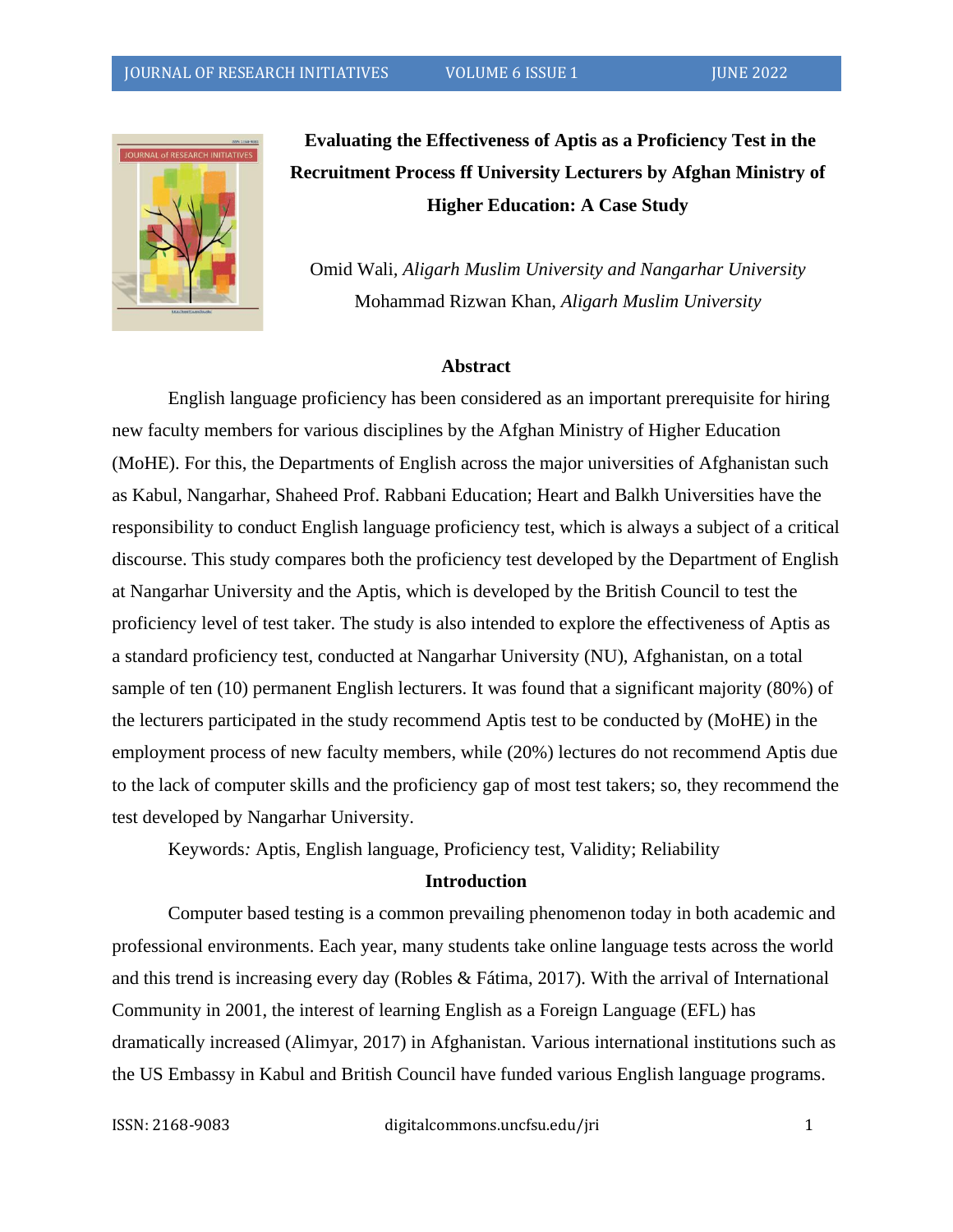# Evaluating the Effectiveness of Aptis as a Proficiency Test in the Recruitment Process ff University Lecturers by Afghan Ministry of Higher Education: A Case Study

Omid Wali, *Aligarh Muslim University and Nangarhar University*
Mohammad Rizwan Khan, *Aligarh Muslim University*

## Abstract

English language proficiency has been considered as an important prerequisite for hiring new faculty members for various disciplines by the Afghan Ministry of Higher Education (MoHE). For this, the Departments of English across the major universities of Afghanistan such as Kabul, Nangarhar, Shaheed Prof. Rabbani Education; Heart and Balkh Universities have the responsibility to conduct English language proficiency test, which is always a subject of a critical discourse. This study compares both the proficiency test developed by the Department of English at Nangarhar University and the Aptis, which is developed by the British Council to test the proficiency level of test taker. The study is also intended to explore the effectiveness of Aptis as a standard proficiency test, conducted at Nangarhar University (NU), Afghanistan, on a total sample of ten (10) permanent English lecturers. It was found that a significant majority (80%) of the lecturers participated in the study recommend Aptis test to be conducted by (MoHE) in the employment process of new faculty members, while (20%) lectures do not recommend Aptis due to the lack of computer skills and the proficiency gap of most test takers; so, they recommend the test developed by Nangarhar University.

Keywords*:* Aptis, English language, Proficiency test, Validity; Reliability

## Introduction

Computer based testing is a common prevailing phenomenon today in both academic and professional environments. Each year, many students take online language tests across the world and this trend is increasing every day (Robles & Fátima, 2017). With the arrival of International Community in 2001, the interest of learning English as a Foreign Language (EFL) has dramatically increased (Alimyar, 2017) in Afghanistan. Various international institutions such as the US Embassy in Kabul and British Council have funded various English language programs.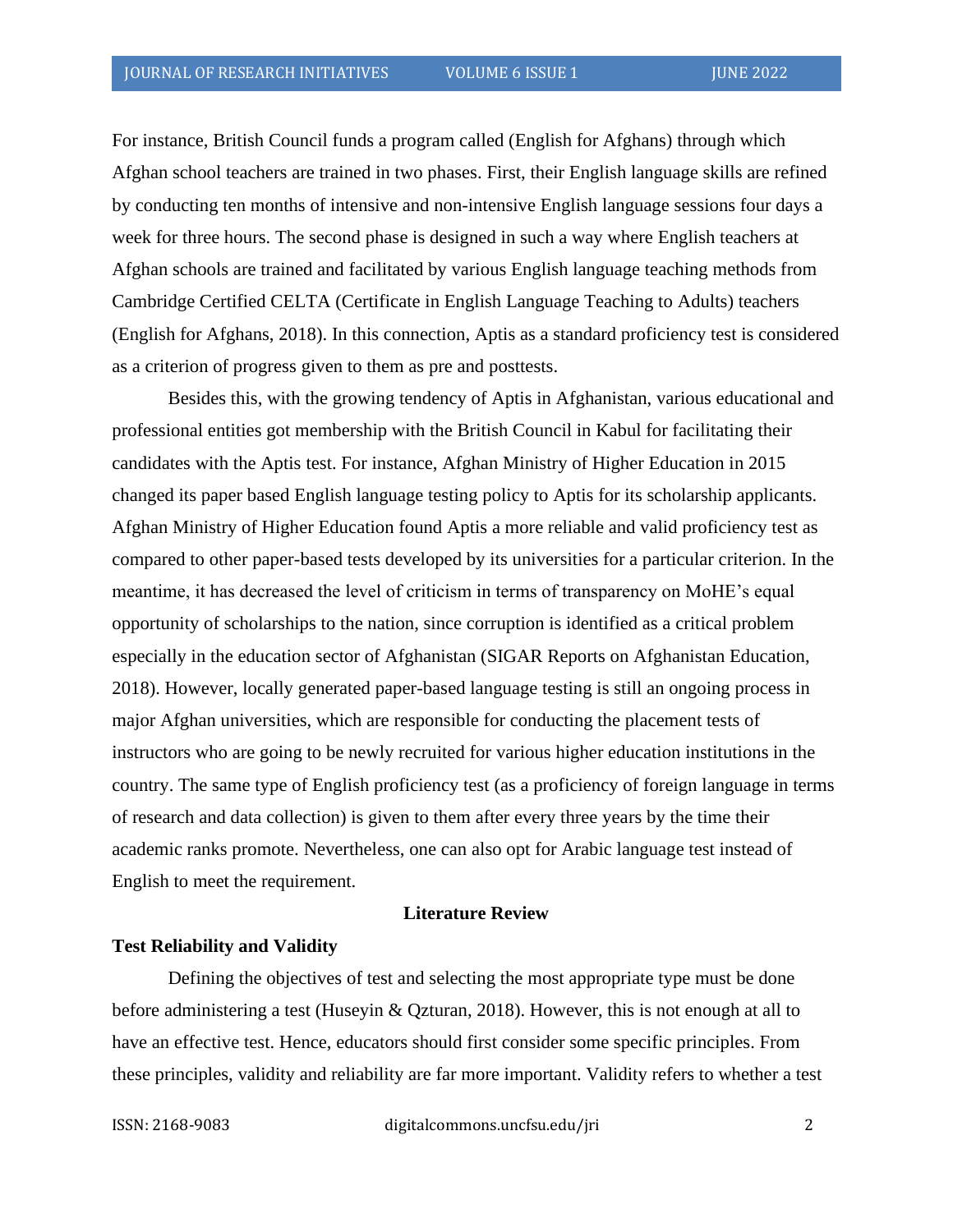For instance, British Council funds a program called (English for Afghans) through which Afghan school teachers are trained in two phases. First, their English language skills are refined by conducting ten months of intensive and non-intensive English language sessions four days a week for three hours. The second phase is designed in such a way where English teachers at Afghan schools are trained and facilitated by various English language teaching methods from Cambridge Certified CELTA (Certificate in English Language Teaching to Adults) teachers (English for Afghans, 2018). In this connection, Aptis as a standard proficiency test is considered as a criterion of progress given to them as pre and posttests.

Besides this, with the growing tendency of Aptis in Afghanistan, various educational and professional entities got membership with the British Council in Kabul for facilitating their candidates with the Aptis test. For instance, Afghan Ministry of Higher Education in 2015 changed its paper based English language testing policy to Aptis for its scholarship applicants. Afghan Ministry of Higher Education found Aptis a more reliable and valid proficiency test as compared to other paper-based tests developed by its universities for a particular criterion. In the meantime, it has decreased the level of criticism in terms of transparency on MoHE's equal opportunity of scholarships to the nation, since corruption is identified as a critical problem especially in the education sector of Afghanistan (SIGAR Reports on Afghanistan Education, 2018). However, locally generated paper-based language testing is still an ongoing process in major Afghan universities, which are responsible for conducting the placement tests of instructors who are going to be newly recruited for various higher education institutions in the country. The same type of English proficiency test (as a proficiency of foreign language in terms of research and data collection) is given to them after every three years by the time their academic ranks promote. Nevertheless, one can also opt for Arabic language test instead of English to meet the requirement.

## Literature Review

### Test Reliability and Validity

Defining the objectives of test and selecting the most appropriate type must be done before administering a test (Huseyin & Qzturan, 2018). However, this is not enough at all to have an effective test. Hence, educators should first consider some specific principles. From these principles, validity and reliability are far more important. Validity refers to whether a test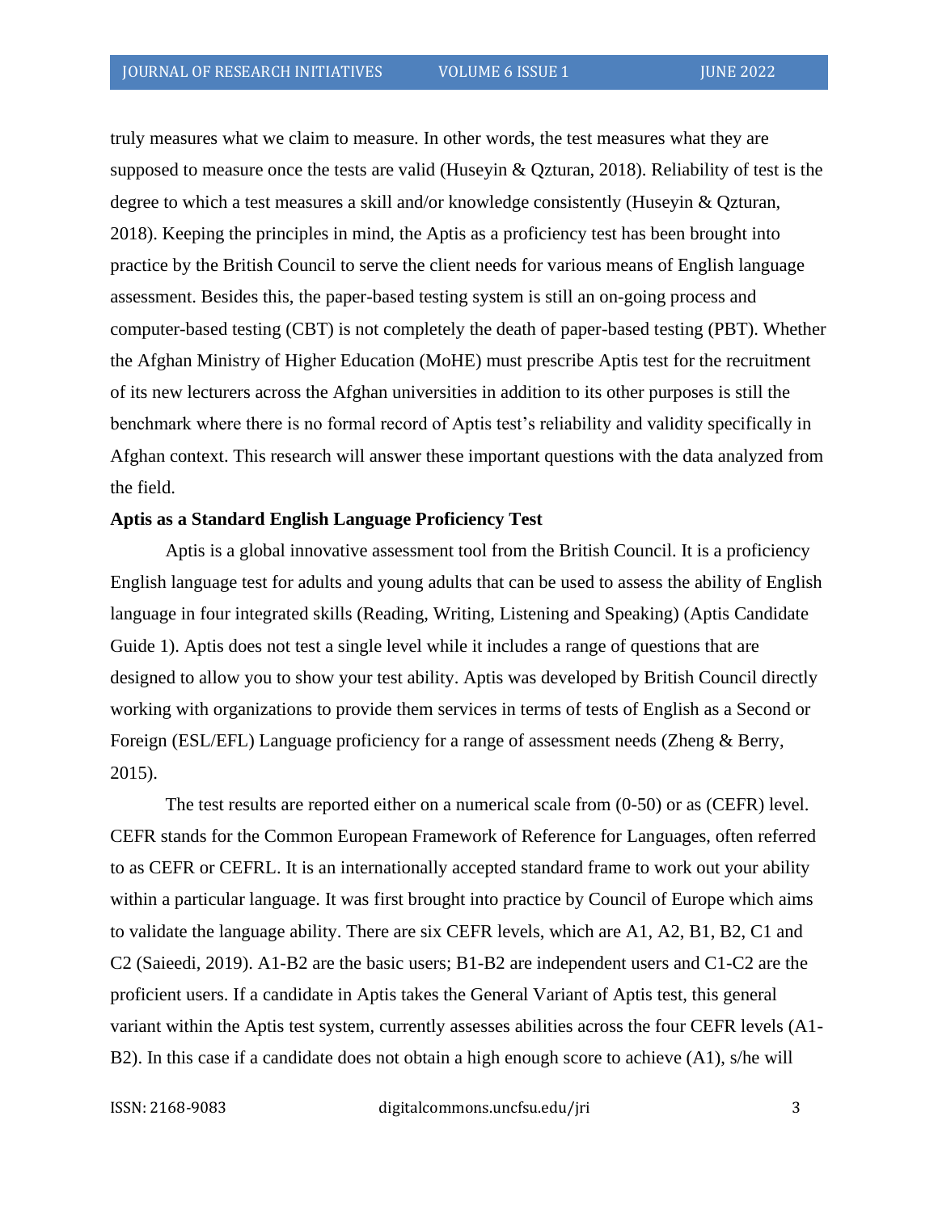truly measures what we claim to measure. In other words, the test measures what they are supposed to measure once the tests are valid (Huseyin & Qzturan, 2018). Reliability of test is the degree to which a test measures a skill and/or knowledge consistently (Huseyin & Qzturan, 2018). Keeping the principles in mind, the Aptis as a proficiency test has been brought into practice by the British Council to serve the client needs for various means of English language assessment. Besides this, the paper-based testing system is still an on-going process and computer-based testing (CBT) is not completely the death of paper-based testing (PBT). Whether the Afghan Ministry of Higher Education (MoHE) must prescribe Aptis test for the recruitment of its new lecturers across the Afghan universities in addition to its other purposes is still the benchmark where there is no formal record of Aptis test's reliability and validity specifically in Afghan context. This research will answer these important questions with the data analyzed from the field.

**Aptis as a Standard English Language Proficiency Test**

Aptis is a global innovative assessment tool from the British Council. It is a proficiency English language test for adults and young adults that can be used to assess the ability of English language in four integrated skills (Reading, Writing, Listening and Speaking) (Aptis Candidate Guide 1). Aptis does not test a single level while it includes a range of questions that are designed to allow you to show your test ability. Aptis was developed by British Council directly working with organizations to provide them services in terms of tests of English as a Second or Foreign (ESL/EFL) Language proficiency for a range of assessment needs (Zheng & Berry, 2015).

The test results are reported either on a numerical scale from (0-50) or as (CEFR) level. CEFR stands for the Common European Framework of Reference for Languages, often referred to as CEFR or CEFRL. It is an internationally accepted standard frame to work out your ability within a particular language. It was first brought into practice by Council of Europe which aims to validate the language ability. There are six CEFR levels, which are A1, A2, B1, B2, C1 and C2 (Saieedi, 2019). A1-B2 are the basic users; B1-B2 are independent users and C1-C2 are the proficient users. If a candidate in Aptis takes the General Variant of Aptis test, this general variant within the Aptis test system, currently assesses abilities across the four CEFR levels (A1-B2). In this case if a candidate does not obtain a high enough score to achieve (A1), s/he will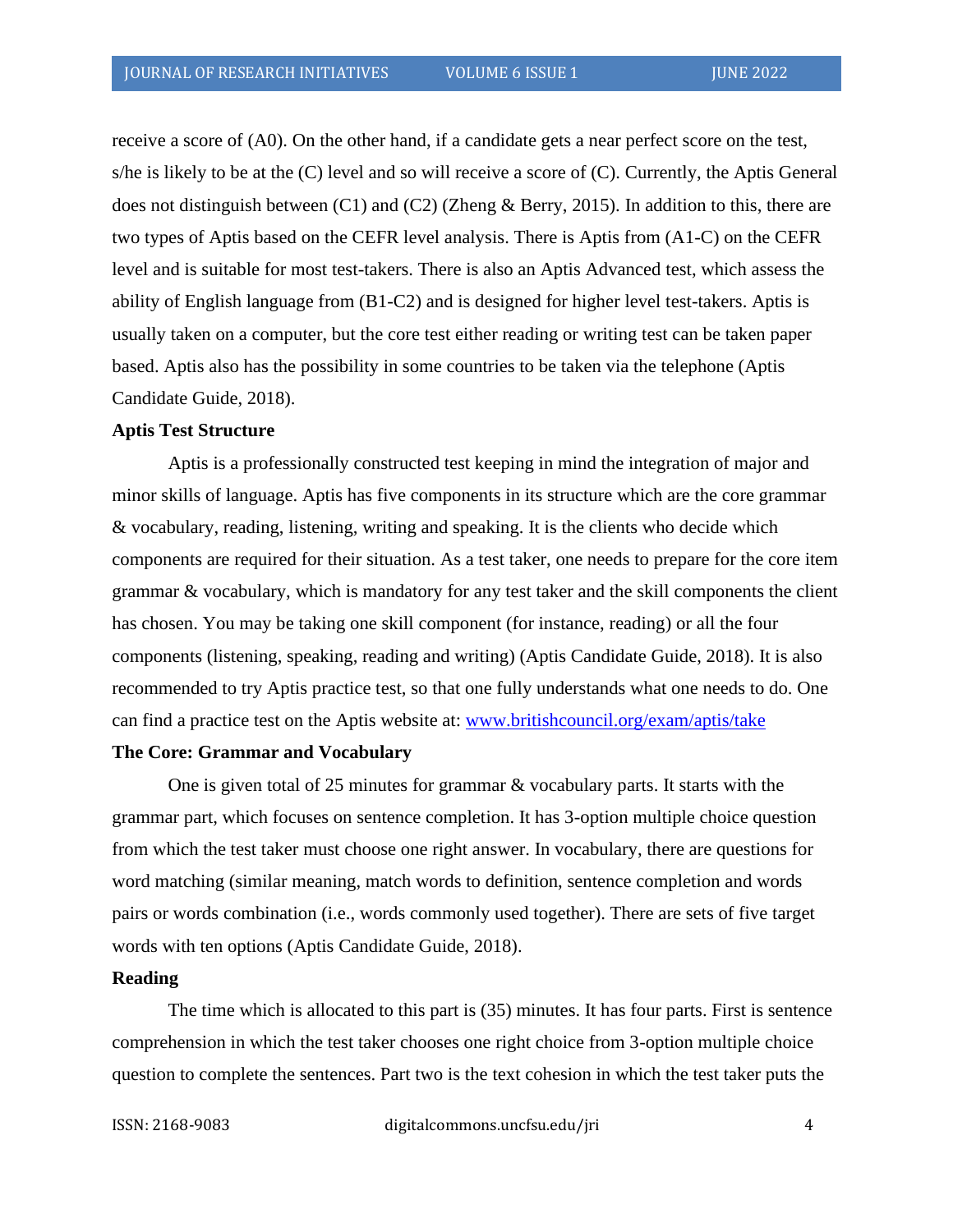receive a score of (A0). On the other hand, if a candidate gets a near perfect score on the test, s/he is likely to be at the (C) level and so will receive a score of (C). Currently, the Aptis General does not distinguish between (C1) and (C2) (Zheng & Berry, 2015). In addition to this, there are two types of Aptis based on the CEFR level analysis. There is Aptis from (A1-C) on the CEFR level and is suitable for most test-takers. There is also an Aptis Advanced test, which assess the ability of English language from (B1-C2) and is designed for higher level test-takers. Aptis is usually taken on a computer, but the core test either reading or writing test can be taken paper based. Aptis also has the possibility in some countries to be taken via the telephone (Aptis Candidate Guide, 2018).

**Aptis Test Structure**

Aptis is a professionally constructed test keeping in mind the integration of major and minor skills of language. Aptis has five components in its structure which are the core grammar & vocabulary, reading, listening, writing and speaking. It is the clients who decide which components are required for their situation. As a test taker, one needs to prepare for the core item grammar & vocabulary, which is mandatory for any test taker and the skill components the client has chosen. You may be taking one skill component (for instance, reading) or all the four components (listening, speaking, reading and writing) (Aptis Candidate Guide, 2018). It is also recommended to try Aptis practice test, so that one fully understands what one needs to do. One can find a practice test on the Aptis website at: [www.britishcouncil.org/exam/aptis/take](www.britishcouncil.org/exam/aptis/take)

**The Core: Grammar and Vocabulary**

One is given total of 25 minutes for grammar & vocabulary parts. It starts with the grammar part, which focuses on sentence completion. It has 3-option multiple choice question from which the test taker must choose one right answer. In vocabulary, there are questions for word matching (similar meaning, match words to definition, sentence completion and words pairs or words combination (i.e., words commonly used together). There are sets of five target words with ten options (Aptis Candidate Guide, 2018).

**Reading**

The time which is allocated to this part is (35) minutes. It has four parts. First is sentence comprehension in which the test taker chooses one right choice from 3-option multiple choice question to complete the sentences. Part two is the text cohesion in which the test taker puts the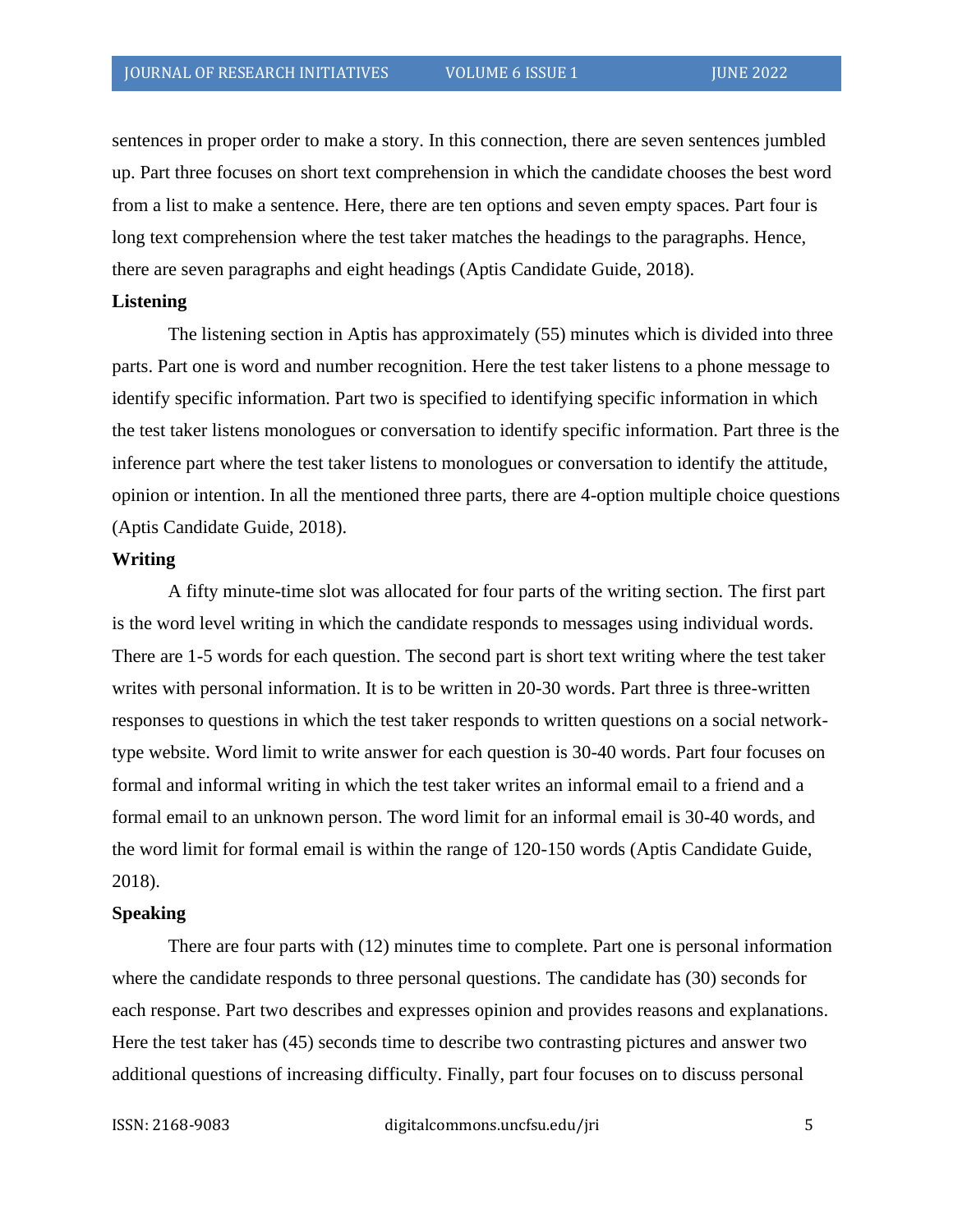sentences in proper order to make a story. In this connection, there are seven sentences jumbled up. Part three focuses on short text comprehension in which the candidate chooses the best word from a list to make a sentence. Here, there are ten options and seven empty spaces. Part four is long text comprehension where the test taker matches the headings to the paragraphs. Hence, there are seven paragraphs and eight headings (Aptis Candidate Guide, 2018).

**Listening**

The listening section in Aptis has approximately (55) minutes which is divided into three parts. Part one is word and number recognition. Here the test taker listens to a phone message to identify specific information. Part two is specified to identifying specific information in which the test taker listens monologues or conversation to identify specific information. Part three is the inference part where the test taker listens to monologues or conversation to identify the attitude, opinion or intention. In all the mentioned three parts, there are 4-option multiple choice questions (Aptis Candidate Guide, 2018).

**Writing**

A fifty minute-time slot was allocated for four parts of the writing section. The first part is the word level writing in which the candidate responds to messages using individual words. There are 1-5 words for each question. The second part is short text writing where the test taker writes with personal information. It is to be written in 20-30 words. Part three is three-written responses to questions in which the test taker responds to written questions on a social network-type website. Word limit to write answer for each question is 30-40 words. Part four focuses on formal and informal writing in which the test taker writes an informal email to a friend and a formal email to an unknown person. The word limit for an informal email is 30-40 words, and the word limit for formal email is within the range of 120-150 words (Aptis Candidate Guide, 2018).

**Speaking**

There are four parts with (12) minutes time to complete. Part one is personal information where the candidate responds to three personal questions. The candidate has (30) seconds for each response. Part two describes and expresses opinion and provides reasons and explanations. Here the test taker has (45) seconds time to describe two contrasting pictures and answer two additional questions of increasing difficulty. Finally, part four focuses on to discuss personal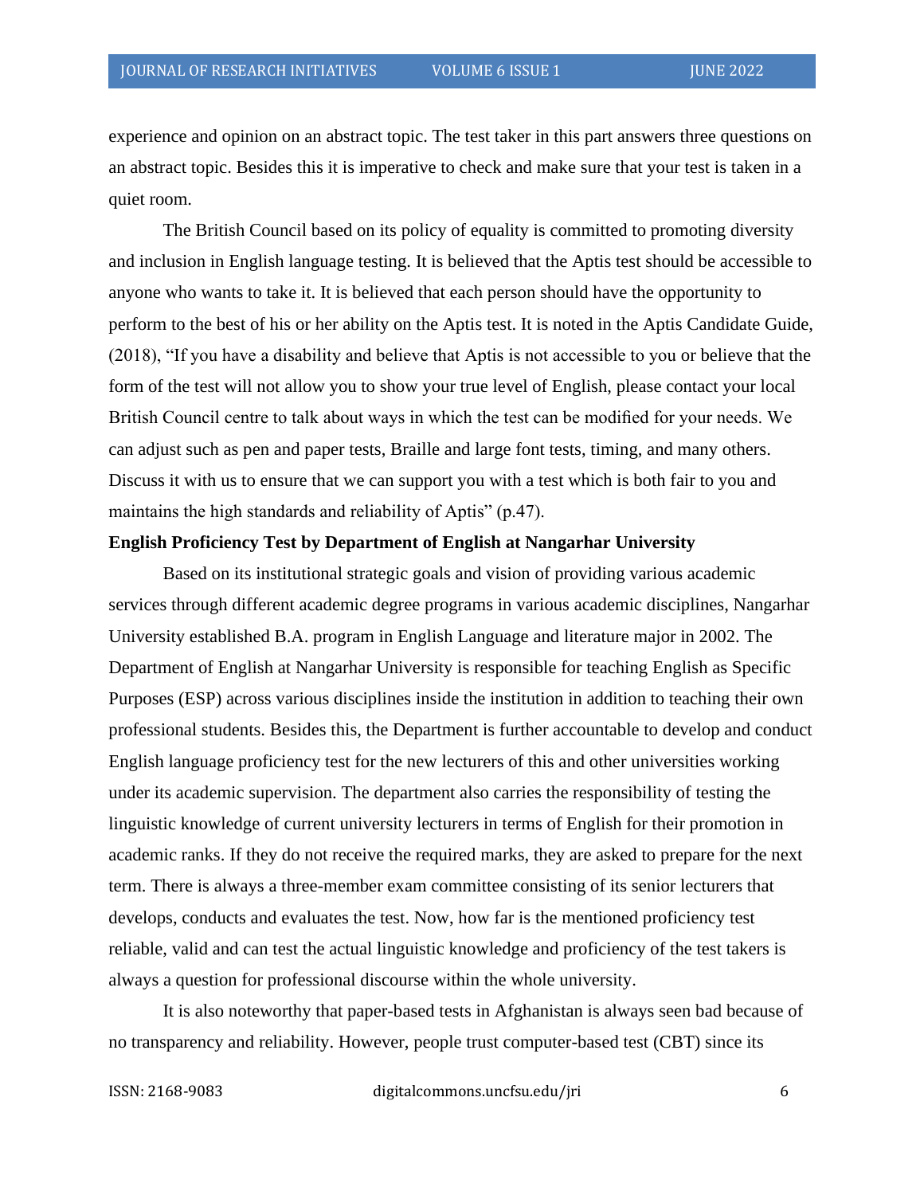experience and opinion on an abstract topic. The test taker in this part answers three questions on an abstract topic. Besides this it is imperative to check and make sure that your test is taken in a quiet room.

The British Council based on its policy of equality is committed to promoting diversity and inclusion in English language testing. It is believed that the Aptis test should be accessible to anyone who wants to take it. It is believed that each person should have the opportunity to perform to the best of his or her ability on the Aptis test. It is noted in the Aptis Candidate Guide, (2018), "If you have a disability and believe that Aptis is not accessible to you or believe that the form of the test will not allow you to show your true level of English, please contact your local British Council centre to talk about ways in which the test can be modified for your needs. We can adjust such as pen and paper tests, Braille and large font tests, timing, and many others. Discuss it with us to ensure that we can support you with a test which is both fair to you and maintains the high standards and reliability of Aptis" (p.47).

**English Proficiency Test by Department of English at Nangarhar University**

Based on its institutional strategic goals and vision of providing various academic services through different academic degree programs in various academic disciplines, Nangarhar University established B.A. program in English Language and literature major in 2002. The Department of English at Nangarhar University is responsible for teaching English as Specific Purposes (ESP) across various disciplines inside the institution in addition to teaching their own professional students. Besides this, the Department is further accountable to develop and conduct English language proficiency test for the new lecturers of this and other universities working under its academic supervision. The department also carries the responsibility of testing the linguistic knowledge of current university lecturers in terms of English for their promotion in academic ranks. If they do not receive the required marks, they are asked to prepare for the next term. There is always a three-member exam committee consisting of its senior lecturers that develops, conducts and evaluates the test. Now, how far is the mentioned proficiency test reliable, valid and can test the actual linguistic knowledge and proficiency of the test takers is always a question for professional discourse within the whole university.

It is also noteworthy that paper-based tests in Afghanistan is always seen bad because of no transparency and reliability. However, people trust computer-based test (CBT) since its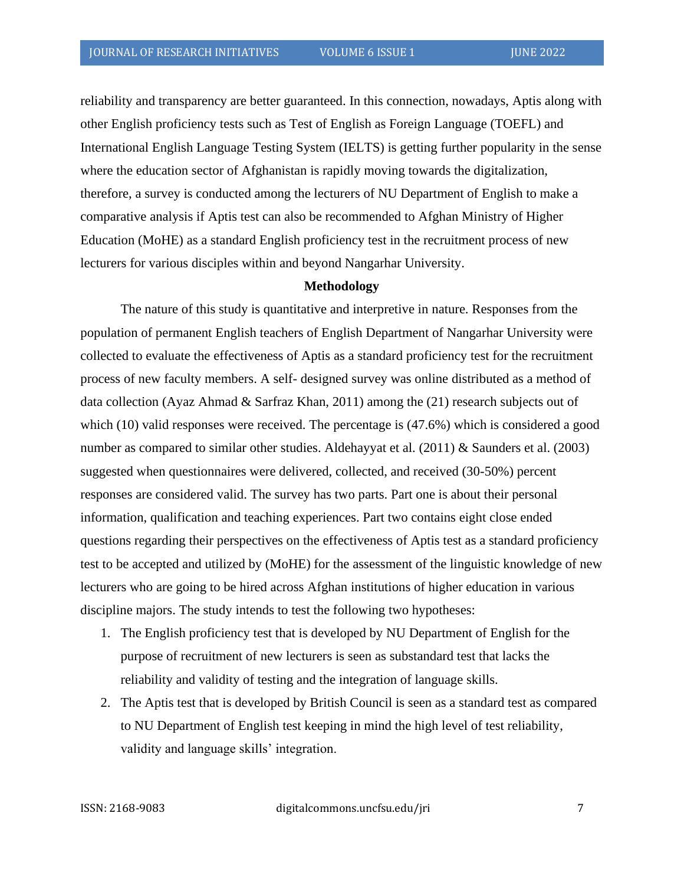reliability and transparency are better guaranteed. In this connection, nowadays, Aptis along with other English proficiency tests such as Test of English as Foreign Language (TOEFL) and International English Language Testing System (IELTS) is getting further popularity in the sense where the education sector of Afghanistan is rapidly moving towards the digitalization, therefore, a survey is conducted among the lecturers of NU Department of English to make a comparative analysis if Aptis test can also be recommended to Afghan Ministry of Higher Education (MoHE) as a standard English proficiency test in the recruitment process of new lecturers for various disciples within and beyond Nangarhar University.

## Methodology

The nature of this study is quantitative and interpretive in nature. Responses from the population of permanent English teachers of English Department of Nangarhar University were collected to evaluate the effectiveness of Aptis as a standard proficiency test for the recruitment process of new faculty members. A self- designed survey was online distributed as a method of data collection (Ayaz Ahmad & Sarfraz Khan, 2011) among the (21) research subjects out of which (10) valid responses were received. The percentage is (47.6%) which is considered a good number as compared to similar other studies. Aldehayyat et al. (2011) & Saunders et al. (2003) suggested when questionnaires were delivered, collected, and received (30-50%) percent responses are considered valid. The survey has two parts. Part one is about their personal information, qualification and teaching experiences. Part two contains eight close ended questions regarding their perspectives on the effectiveness of Aptis test as a standard proficiency test to be accepted and utilized by (MoHE) for the assessment of the linguistic knowledge of new lecturers who are going to be hired across Afghan institutions of higher education in various discipline majors. The study intends to test the following two hypotheses:

1. The English proficiency test that is developed by NU Department of English for the purpose of recruitment of new lecturers is seen as substandard test that lacks the reliability and validity of testing and the integration of language skills.
2. The Aptis test that is developed by British Council is seen as a standard test as compared to NU Department of English test keeping in mind the high level of test reliability, validity and language skills' integration.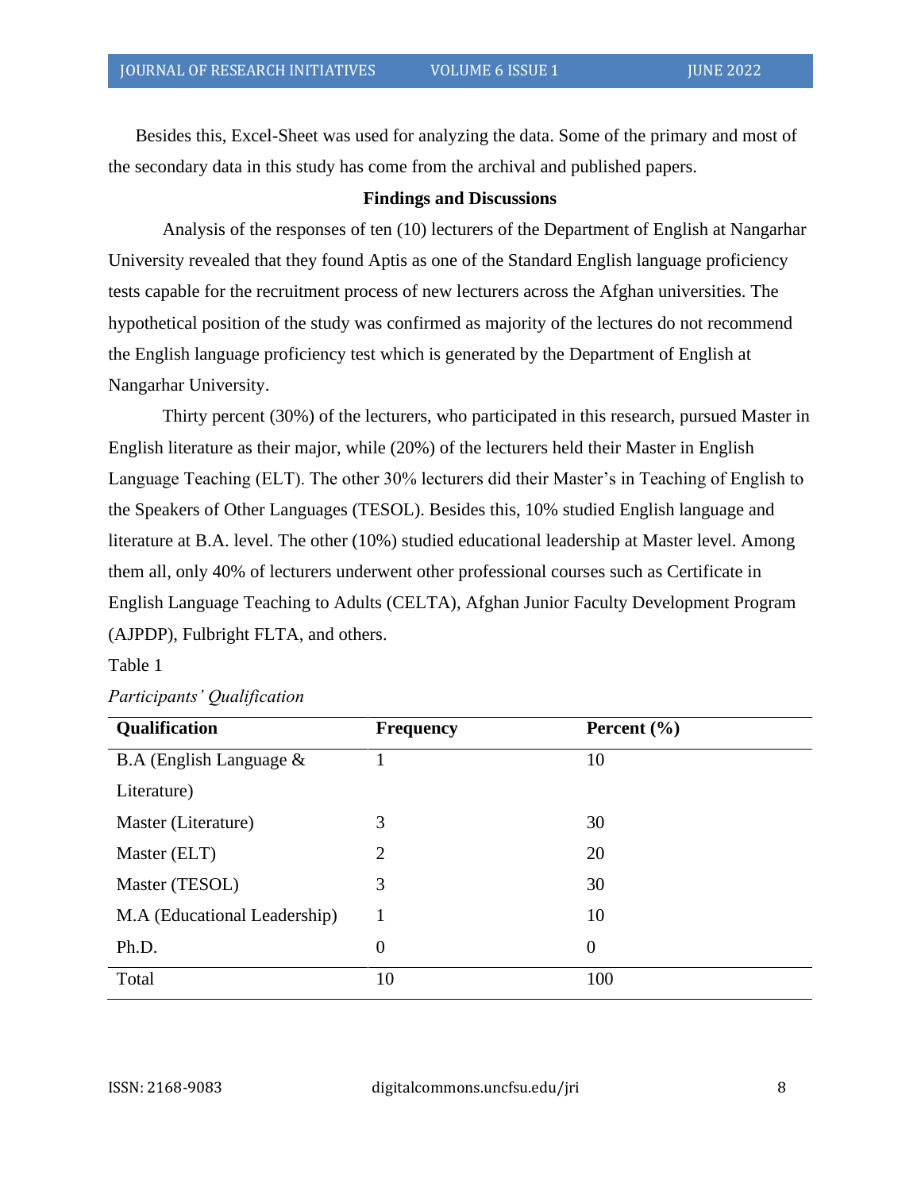Besides this, Excel-Sheet was used for analyzing the data. Some of the primary and most of the secondary data in this study has come from the archival and published papers.

## Findings and Discussions

Analysis of the responses of ten (10) lecturers of the Department of English at Nangarhar University revealed that they found Aptis as one of the Standard English language proficiency tests capable for the recruitment process of new lecturers across the Afghan universities. The hypothetical position of the study was confirmed as majority of the lectures do not recommend the English language proficiency test which is generated by the Department of English at Nangarhar University.

Thirty percent (30%) of the lecturers, who participated in this research, pursued Master in English literature as their major, while (20%) of the lecturers held their Master in English Language Teaching (ELT). The other 30% lecturers did their Master's in Teaching of English to the Speakers of Other Languages (TESOL). Besides this, 10% studied English language and literature at B.A. level. The other (10%) studied educational leadership at Master level. Among them all, only 40% of lecturers underwent other professional courses such as Certificate in English Language Teaching to Adults (CELTA), Afghan Junior Faculty Development Program (AJPDP), Fulbright FLTA, and others.

Table 1

*Participants' Qualification*

| Qualification | Frequency | Percent (%) |
|---|---|---|
| B.A (English Language & Literature) | 1 | 10 |
| Master (Literature) | 3 | 30 |
| Master (ELT) | 2 | 20 |
| Master (TESOL) | 3 | 30 |
| M.A (Educational Leadership) | 1 | 10 |
| Ph.D. | 0 | 0 |
| Total | 10 | 100 |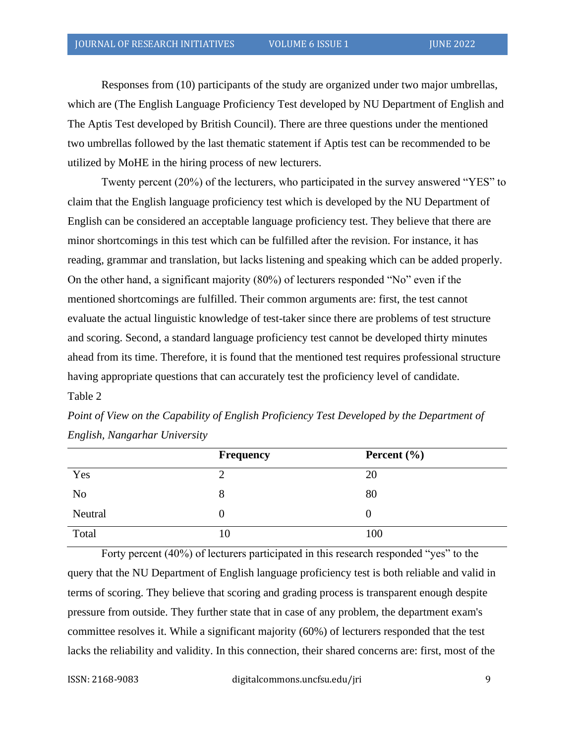Responses from (10) participants of the study are organized under two major umbrellas, which are (The English Language Proficiency Test developed by NU Department of English and The Aptis Test developed by British Council). There are three questions under the mentioned two umbrellas followed by the last thematic statement if Aptis test can be recommended to be utilized by MoHE in the hiring process of new lecturers.

Twenty percent (20%) of the lecturers, who participated in the survey answered "YES" to claim that the English language proficiency test which is developed by the NU Department of English can be considered an acceptable language proficiency test. They believe that there are minor shortcomings in this test which can be fulfilled after the revision. For instance, it has reading, grammar and translation, but lacks listening and speaking which can be added properly. On the other hand, a significant majority (80%) of lecturers responded "No" even if the mentioned shortcomings are fulfilled. Their common arguments are: first, the test cannot evaluate the actual linguistic knowledge of test-taker since there are problems of test structure and scoring. Second, a standard language proficiency test cannot be developed thirty minutes ahead from its time. Therefore, it is found that the mentioned test requires professional structure having appropriate questions that can accurately test the proficiency level of candidate.

Table 2

*Point of View on the Capability of English Proficiency Test Developed by the Department of English, Nangarhar University*

| | Frequency | Percent (%) |
|---|---|---|
| Yes | 2 | 20 |
| No | 8 | 80 |
| Neutral | 0 | 0 |
| Total | 10 | 100 |

Forty percent (40%) of lecturers participated in this research responded "yes" to the query that the NU Department of English language proficiency test is both reliable and valid in terms of scoring. They believe that scoring and grading process is transparent enough despite pressure from outside. They further state that in case of any problem, the department exam's committee resolves it. While a significant majority (60%) of lecturers responded that the test lacks the reliability and validity. In this connection, their shared concerns are: first, most of the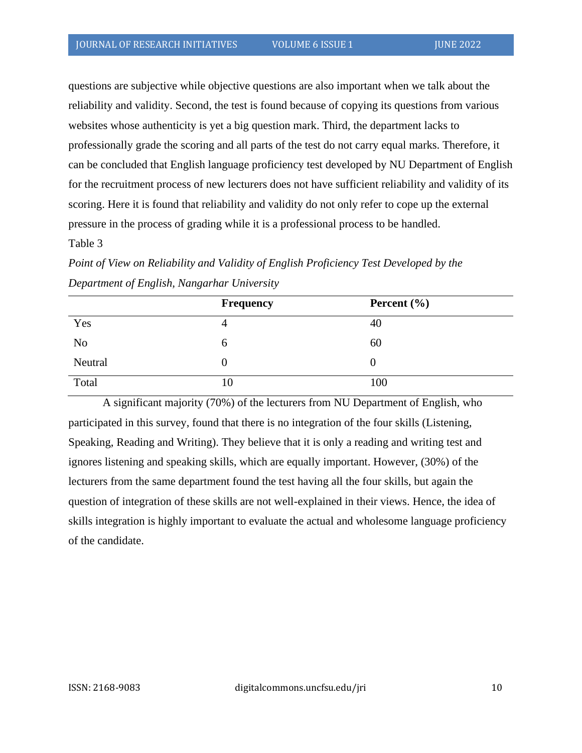questions are subjective while objective questions are also important when we talk about the reliability and validity. Second, the test is found because of copying its questions from various websites whose authenticity is yet a big question mark. Third, the department lacks to professionally grade the scoring and all parts of the test do not carry equal marks. Therefore, it can be concluded that English language proficiency test developed by NU Department of English for the recruitment process of new lecturers does not have sufficient reliability and validity of its scoring. Here it is found that reliability and validity do not only refer to cope up the external pressure in the process of grading while it is a professional process to be handled.

Table 3

*Point of View on Reliability and Validity of English Proficiency Test Developed by the Department of English, Nangarhar University*

| | **Frequency** | **Percent (%)** |
|---|---|---|
| Yes | 4 | 40 |
| No | 6 | 60 |
| Neutral | 0 | 0 |
| Total | 10 | 100 |

A significant majority (70%) of the lecturers from NU Department of English, who participated in this survey, found that there is no integration of the four skills (Listening, Speaking, Reading and Writing). They believe that it is only a reading and writing test and ignores listening and speaking skills, which are equally important. However, (30%) of the lecturers from the same department found the test having all the four skills, but again the question of integration of these skills are not well-explained in their views. Hence, the idea of skills integration is highly important to evaluate the actual and wholesome language proficiency of the candidate.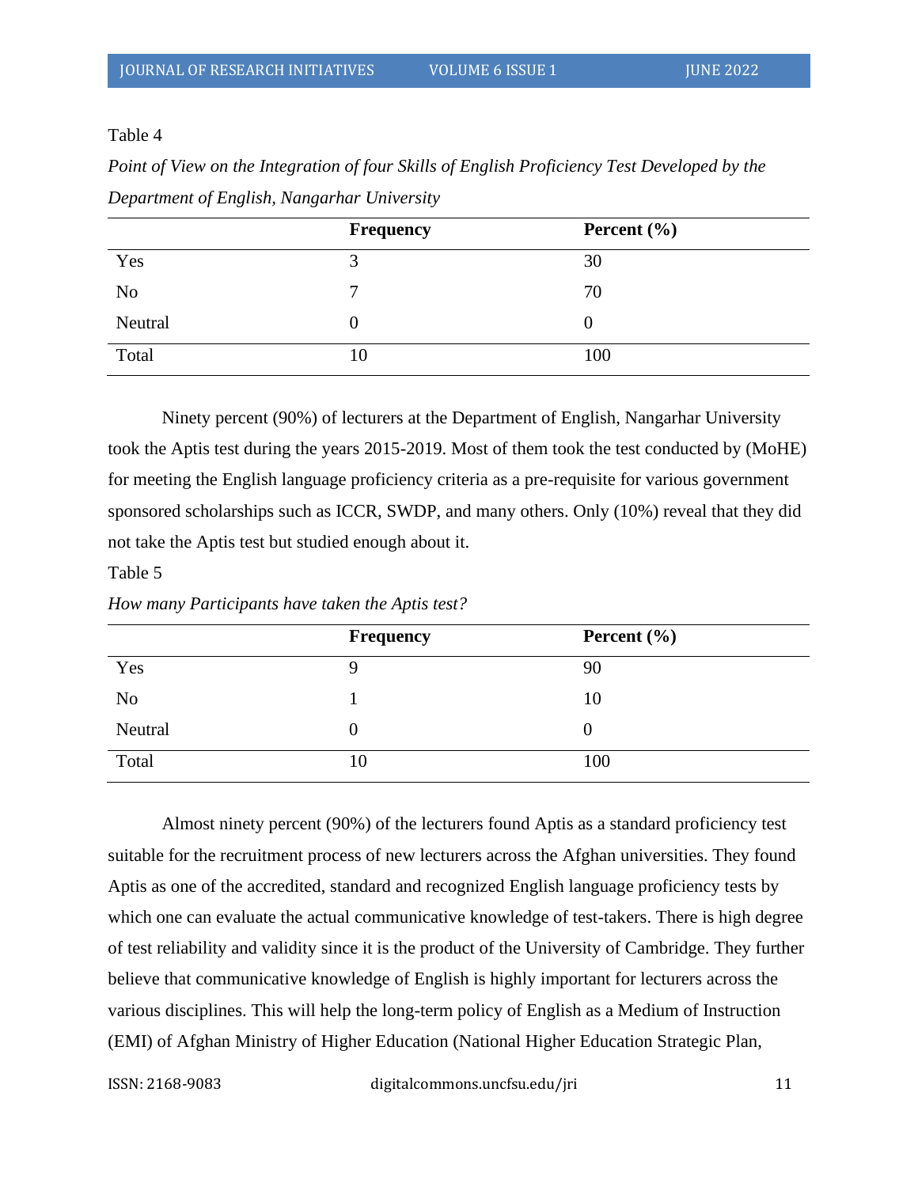Table 4

*Point of View on the Integration of four Skills of English Proficiency Test Developed by the Department of English, Nangarhar University*

| | Frequency | Percent (%) |
|---|---|---|
| Yes | 3 | 30 |
| No | 7 | 70 |
| Neutral | 0 | 0 |
| Total | 10 | 100 |

Ninety percent (90%) of lecturers at the Department of English, Nangarhar University took the Aptis test during the years 2015-2019. Most of them took the test conducted by (MoHE) for meeting the English language proficiency criteria as a pre-requisite for various government sponsored scholarships such as ICCR, SWDP, and many others. Only (10%) reveal that they did not take the Aptis test but studied enough about it.

Table 5

*How many Participants have taken the Aptis test?*

| | Frequency | Percent (%) |
|---|---|---|
| Yes | 9 | 90 |
| No | 1 | 10 |
| Neutral | 0 | 0 |
| Total | 10 | 100 |

Almost ninety percent (90%) of the lecturers found Aptis as a standard proficiency test suitable for the recruitment process of new lecturers across the Afghan universities. They found Aptis as one of the accredited, standard and recognized English language proficiency tests by which one can evaluate the actual communicative knowledge of test-takers. There is high degree of test reliability and validity since it is the product of the University of Cambridge. They further believe that communicative knowledge of English is highly important for lecturers across the various disciplines. This will help the long-term policy of English as a Medium of Instruction (EMI) of Afghan Ministry of Higher Education (National Higher Education Strategic Plan,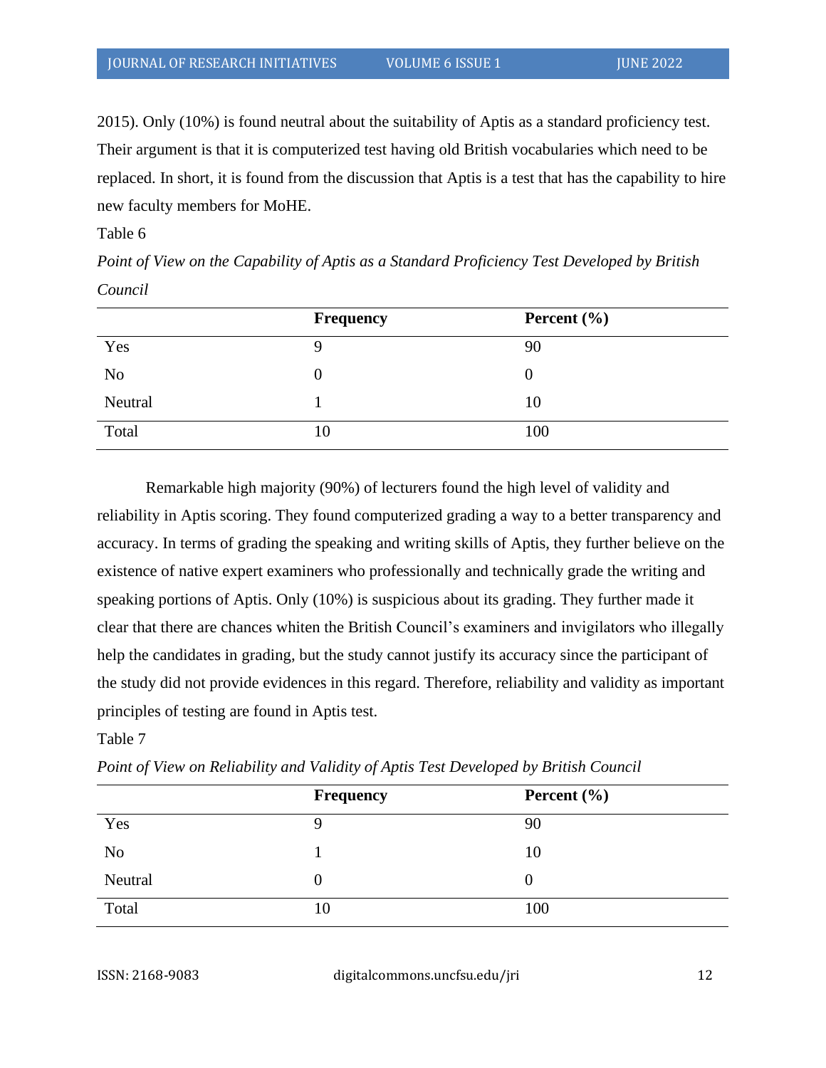2015). Only (10%) is found neutral about the suitability of Aptis as a standard proficiency test. Their argument is that it is computerized test having old British vocabularies which need to be replaced. In short, it is found from the discussion that Aptis is a test that has the capability to hire new faculty members for MoHE.

Table 6

*Point of View on the Capability of Aptis as a Standard Proficiency Test Developed by British Council*

| | Frequency | Percent (%) |
|---|---|---|
| Yes | 9 | 90 |
| No | 0 | 0 |
| Neutral | 1 | 10 |
| Total | 10 | 100 |

Remarkable high majority (90%) of lecturers found the high level of validity and reliability in Aptis scoring. They found computerized grading a way to a better transparency and accuracy. In terms of grading the speaking and writing skills of Aptis, they further believe on the existence of native expert examiners who professionally and technically grade the writing and speaking portions of Aptis. Only (10%) is suspicious about its grading. They further made it clear that there are chances whiten the British Council's examiners and invigilators who illegally help the candidates in grading, but the study cannot justify its accuracy since the participant of the study did not provide evidences in this regard. Therefore, reliability and validity as important principles of testing are found in Aptis test.

Table 7

*Point of View on Reliability and Validity of Aptis Test Developed by British Council*

| | Frequency | Percent (%) |
|---|---|---|
| Yes | 9 | 90 |
| No | 1 | 10 |
| Neutral | 0 | 0 |
| Total | 10 | 100 |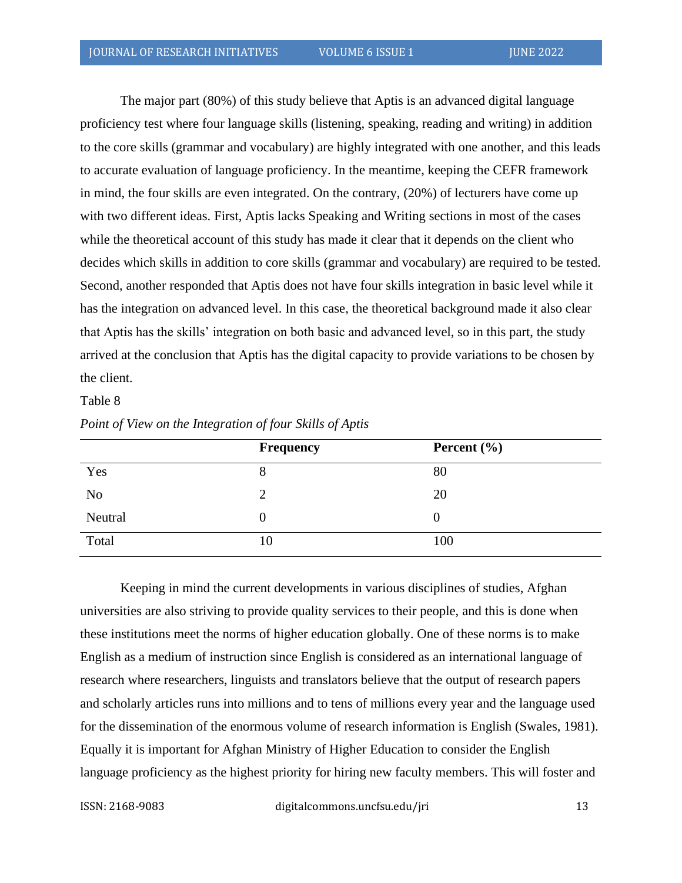The major part (80%) of this study believe that Aptis is an advanced digital language proficiency test where four language skills (listening, speaking, reading and writing) in addition to the core skills (grammar and vocabulary) are highly integrated with one another, and this leads to accurate evaluation of language proficiency. In the meantime, keeping the CEFR framework in mind, the four skills are even integrated. On the contrary, (20%) of lecturers have come up with two different ideas. First, Aptis lacks Speaking and Writing sections in most of the cases while the theoretical account of this study has made it clear that it depends on the client who decides which skills in addition to core skills (grammar and vocabulary) are required to be tested. Second, another responded that Aptis does not have four skills integration in basic level while it has the integration on advanced level. In this case, the theoretical background made it also clear that Aptis has the skills' integration on both basic and advanced level, so in this part, the study arrived at the conclusion that Aptis has the digital capacity to provide variations to be chosen by the client.

Table 8

*Point of View on the Integration of four Skills of Aptis*

| | Frequency | Percent (%) |
|---|---|---|
| Yes | 8 | 80 |
| No | 2 | 20 |
| Neutral | 0 | 0 |
| Total | 10 | 100 |

Keeping in mind the current developments in various disciplines of studies, Afghan universities are also striving to provide quality services to their people, and this is done when these institutions meet the norms of higher education globally. One of these norms is to make English as a medium of instruction since English is considered as an international language of research where researchers, linguists and translators believe that the output of research papers and scholarly articles runs into millions and to tens of millions every year and the language used for the dissemination of the enormous volume of research information is English (Swales, 1981). Equally it is important for Afghan Ministry of Higher Education to consider the English language proficiency as the highest priority for hiring new faculty members. This will foster and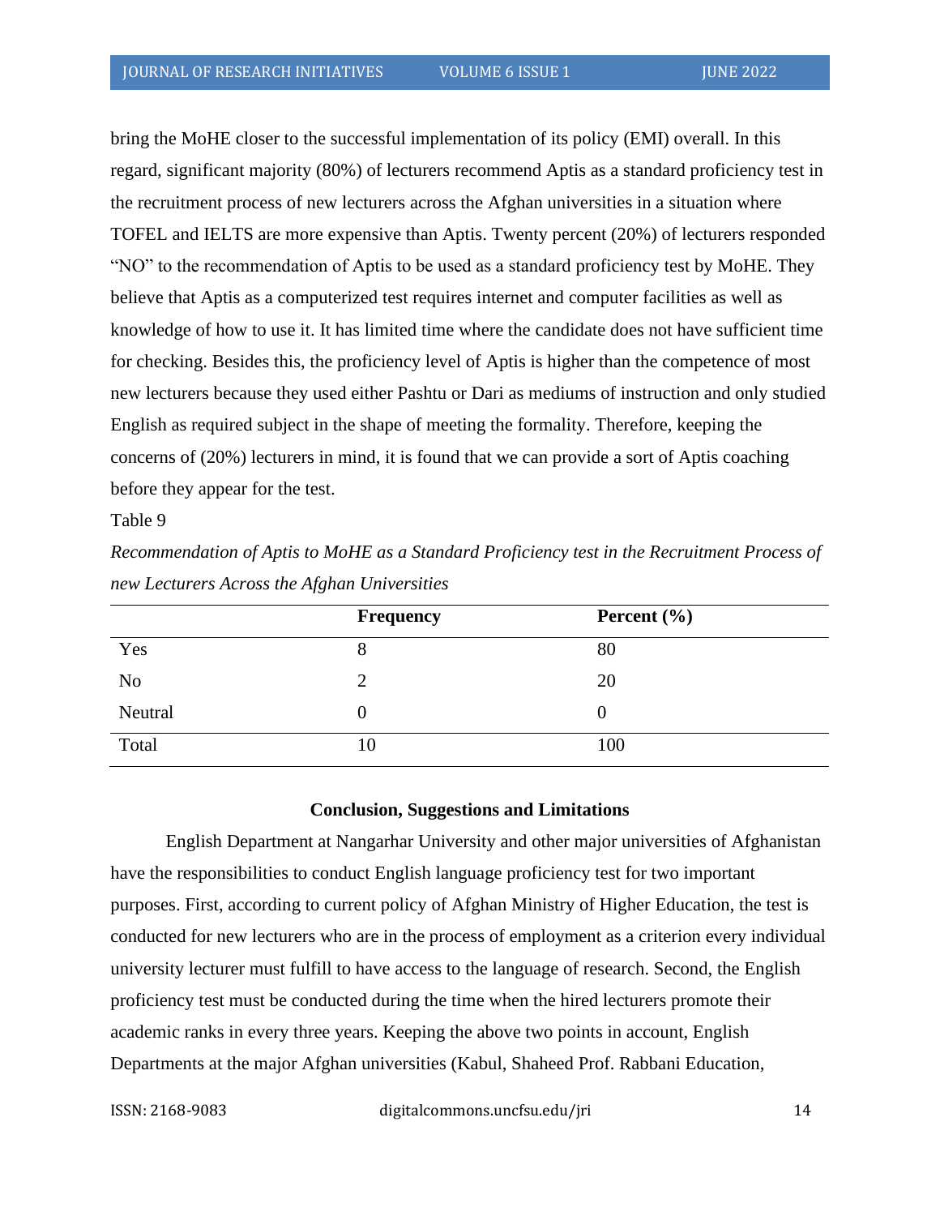bring the MoHE closer to the successful implementation of its policy (EMI) overall. In this regard, significant majority (80%) of lecturers recommend Aptis as a standard proficiency test in the recruitment process of new lecturers across the Afghan universities in a situation where TOFEL and IELTS are more expensive than Aptis. Twenty percent (20%) of lecturers responded "NO" to the recommendation of Aptis to be used as a standard proficiency test by MoHE. They believe that Aptis as a computerized test requires internet and computer facilities as well as knowledge of how to use it. It has limited time where the candidate does not have sufficient time for checking. Besides this, the proficiency level of Aptis is higher than the competence of most new lecturers because they used either Pashtu or Dari as mediums of instruction and only studied English as required subject in the shape of meeting the formality. Therefore, keeping the concerns of (20%) lecturers in mind, it is found that we can provide a sort of Aptis coaching before they appear for the test.

Table 9

*Recommendation of Aptis to MoHE as a Standard Proficiency test in the Recruitment Process of new Lecturers Across the Afghan Universities*

| | **Frequency** | **Percent (%)** |
|---|---|---|
| Yes | 8 | 80 |
| No | 2 | 20 |
| Neutral | 0 | 0 |
| Total | 10 | 100 |

## Conclusion, Suggestions and Limitations

English Department at Nangarhar University and other major universities of Afghanistan have the responsibilities to conduct English language proficiency test for two important purposes. First, according to current policy of Afghan Ministry of Higher Education, the test is conducted for new lecturers who are in the process of employment as a criterion every individual university lecturer must fulfill to have access to the language of research. Second, the English proficiency test must be conducted during the time when the hired lecturers promote their academic ranks in every three years. Keeping the above two points in account, English Departments at the major Afghan universities (Kabul, Shaheed Prof. Rabbani Education,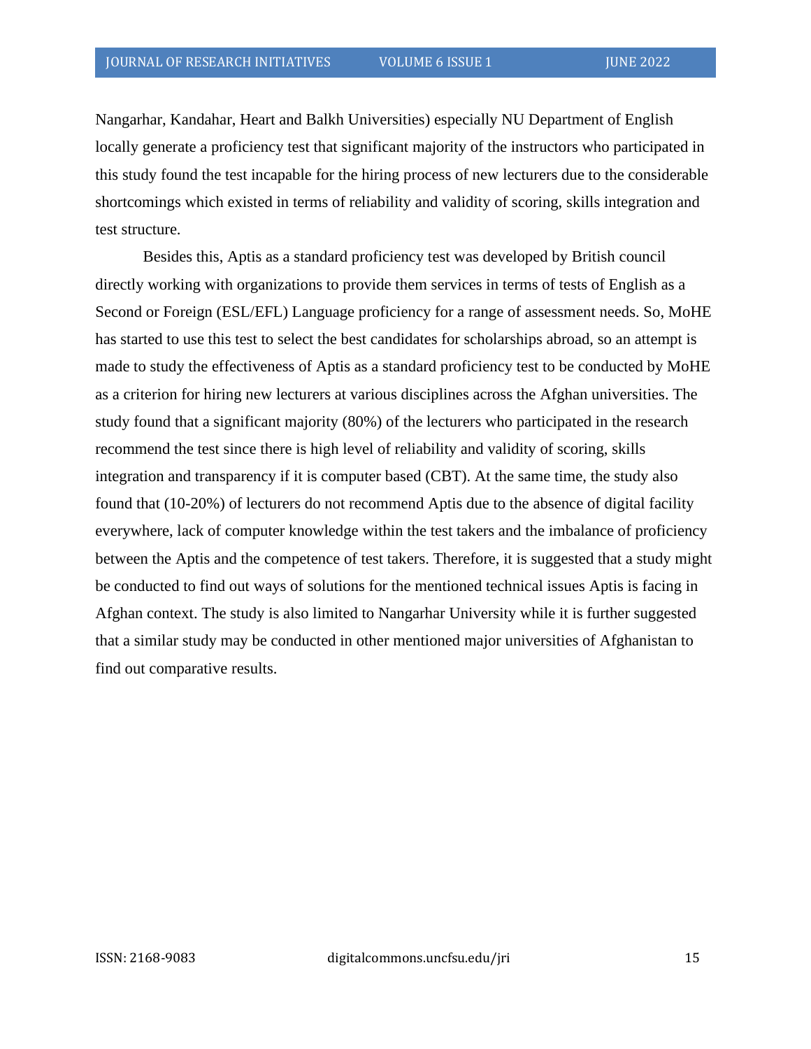Nangarhar, Kandahar, Heart and Balkh Universities) especially NU Department of English locally generate a proficiency test that significant majority of the instructors who participated in this study found the test incapable for the hiring process of new lecturers due to the considerable shortcomings which existed in terms of reliability and validity of scoring, skills integration and test structure.

Besides this, Aptis as a standard proficiency test was developed by British council directly working with organizations to provide them services in terms of tests of English as a Second or Foreign (ESL/EFL) Language proficiency for a range of assessment needs. So, MoHE has started to use this test to select the best candidates for scholarships abroad, so an attempt is made to study the effectiveness of Aptis as a standard proficiency test to be conducted by MoHE as a criterion for hiring new lecturers at various disciplines across the Afghan universities. The study found that a significant majority (80%) of the lecturers who participated in the research recommend the test since there is high level of reliability and validity of scoring, skills integration and transparency if it is computer based (CBT). At the same time, the study also found that (10-20%) of lecturers do not recommend Aptis due to the absence of digital facility everywhere, lack of computer knowledge within the test takers and the imbalance of proficiency between the Aptis and the competence of test takers. Therefore, it is suggested that a study might be conducted to find out ways of solutions for the mentioned technical issues Aptis is facing in Afghan context. The study is also limited to Nangarhar University while it is further suggested that a similar study may be conducted in other mentioned major universities of Afghanistan to find out comparative results.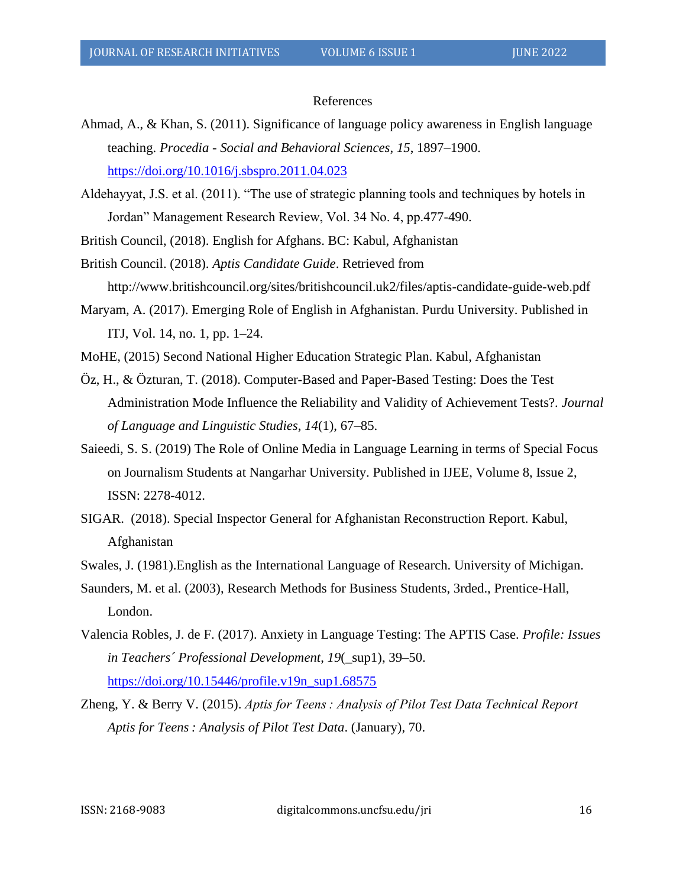# References

Ahmad, A., & Khan, S. (2011). Significance of language policy awareness in English language teaching. *Procedia - Social and Behavioral Sciences*, *15*, 1897–1900. https://doi.org/10.1016/j.sbspro.2011.04.023

Aldehayyat, J.S. et al. (2011). “The use of strategic planning tools and techniques by hotels in Jordan” Management Research Review, Vol. 34 No. 4, pp.477-490.

British Council, (2018). English for Afghans. BC: Kabul, Afghanistan

British Council. (2018). *Aptis Candidate Guide*. Retrieved from http://www.britishcouncil.org/sites/britishcouncil.uk2/files/aptis-candidate-guide-web.pdf

Maryam, A. (2017). Emerging Role of English in Afghanistan. Purdu University. Published in ITJ, Vol. 14, no. 1, pp. 1–24.

MoHE, (2015) Second National Higher Education Strategic Plan. Kabul, Afghanistan

Öz, H., & Özturan, T. (2018). Computer-Based and Paper-Based Testing: Does the Test Administration Mode Influence the Reliability and Validity of Achievement Tests?. *Journal of Language and Linguistic Studies*, *14*(1), 67–85.

Saieedi, S. S. (2019) The Role of Online Media in Language Learning in terms of Special Focus on Journalism Students at Nangarhar University. Published in IJEE, Volume 8, Issue 2, ISSN: 2278-4012.

SIGAR. (2018). Special Inspector General for Afghanistan Reconstruction Report. Kabul, Afghanistan

Swales, J. (1981).English as the International Language of Research. University of Michigan.

Saunders, M. et al. (2003), Research Methods for Business Students, 3rded., Prentice-Hall, London.

Valencia Robles, J. de F. (2017). Anxiety in Language Testing: The APTIS Case. *Profile: Issues in Teachers´ Professional Development*, *19*(_sup1), 39–50. https://doi.org/10.15446/profile.v19n_sup1.68575

Zheng, Y. & Berry V. (2015). *Aptis for Teens : Analysis of Pilot Test Data Technical Report Aptis for Teens : Analysis of Pilot Test Data*. (January), 70.